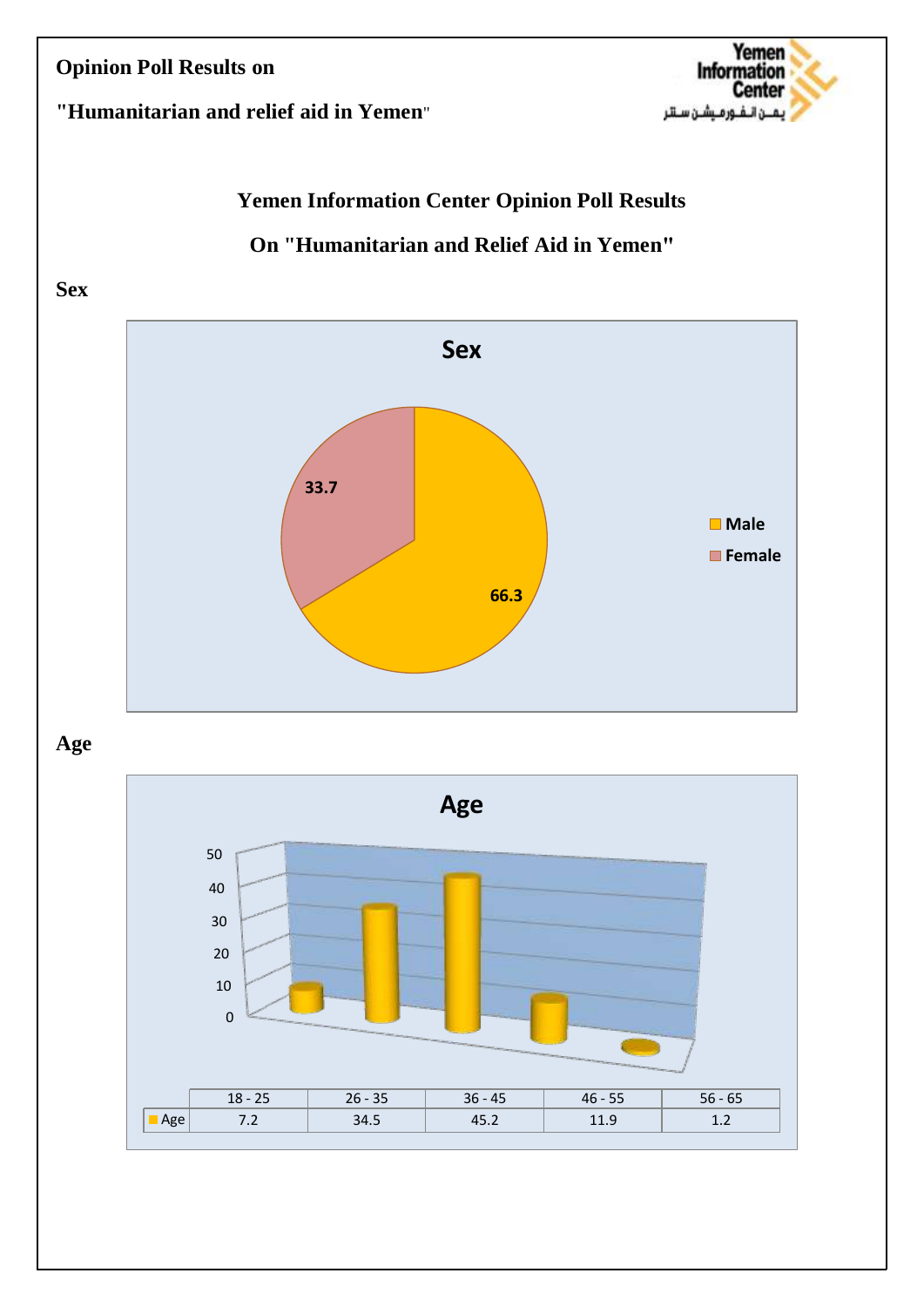**Opinion Poll Results on**

**"Humanitarian and relief aid in Yemen"**

Yemen Information Center

يمن انفورميشن سنتر

## Yemen Information Center Opinion Poll Results

## On "Humanitarian and Relief Aid in Yemen"

### Sex

**Sex**

| | % |
|---|---|
| Male | 66.3 |
| Female | 33.7 |

### Age

**Age**

| | 18 - 25 | 26 - 35 | 36 - 45 | 46 - 55 | 56 - 65 |
|---|---|---|---|---|---|
| Age | 7.2 | 34.5 | 45.2 | 11.9 | 1.2 |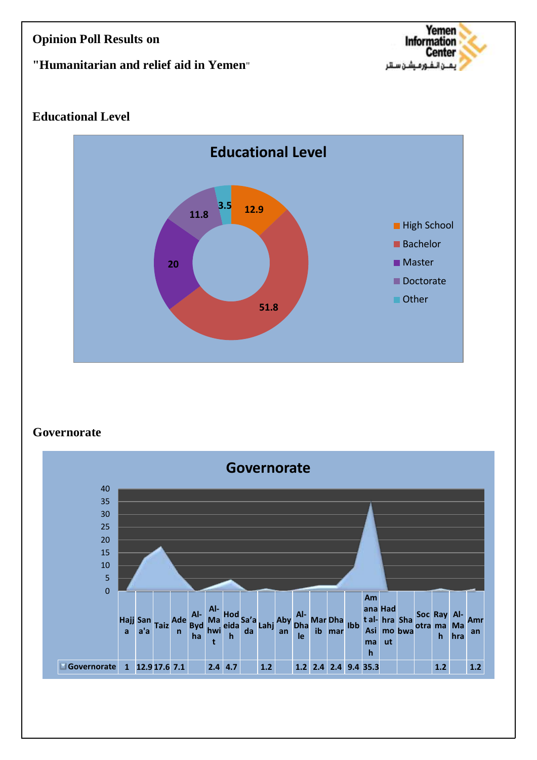Opinion Poll Results on

"Humanitarian and relief aid in Yemen"

## Educational Level

**Educational Level**

| Educational Level | % |
|---|---|
| High School | 12.9 |
| Bachelor | 51.8 |
| Master | 20 |
| Doctorate | 11.8 |
| Other | 3.5 |

## Governorate

**Governorate**

| | Hajja | San'a'a | Taiz | Aden | Al-Bydha | Al-Mahwit | Hodeidah | Sa'ada | Lahj | Abyan | Al-Dhale | Marib | Dhamar | Ibb | Amanat al-Asimah | Hadhramout | Shabwa | Socotra | Raymah | Al-Mahra | Amran |
|---|---|---|---|---|---|---|---|---|---|---|---|---|---|---|---|---|---|---|---|---|---|
| Governorate | 1 | 12.9 | 17.6 | 7.1 | | 2.4 | 4.7 | | 1.2 | | 1.2 | 2.4 | 2.4 | 9.4 | 35.3 | | | | 1.2 | | 1.2 |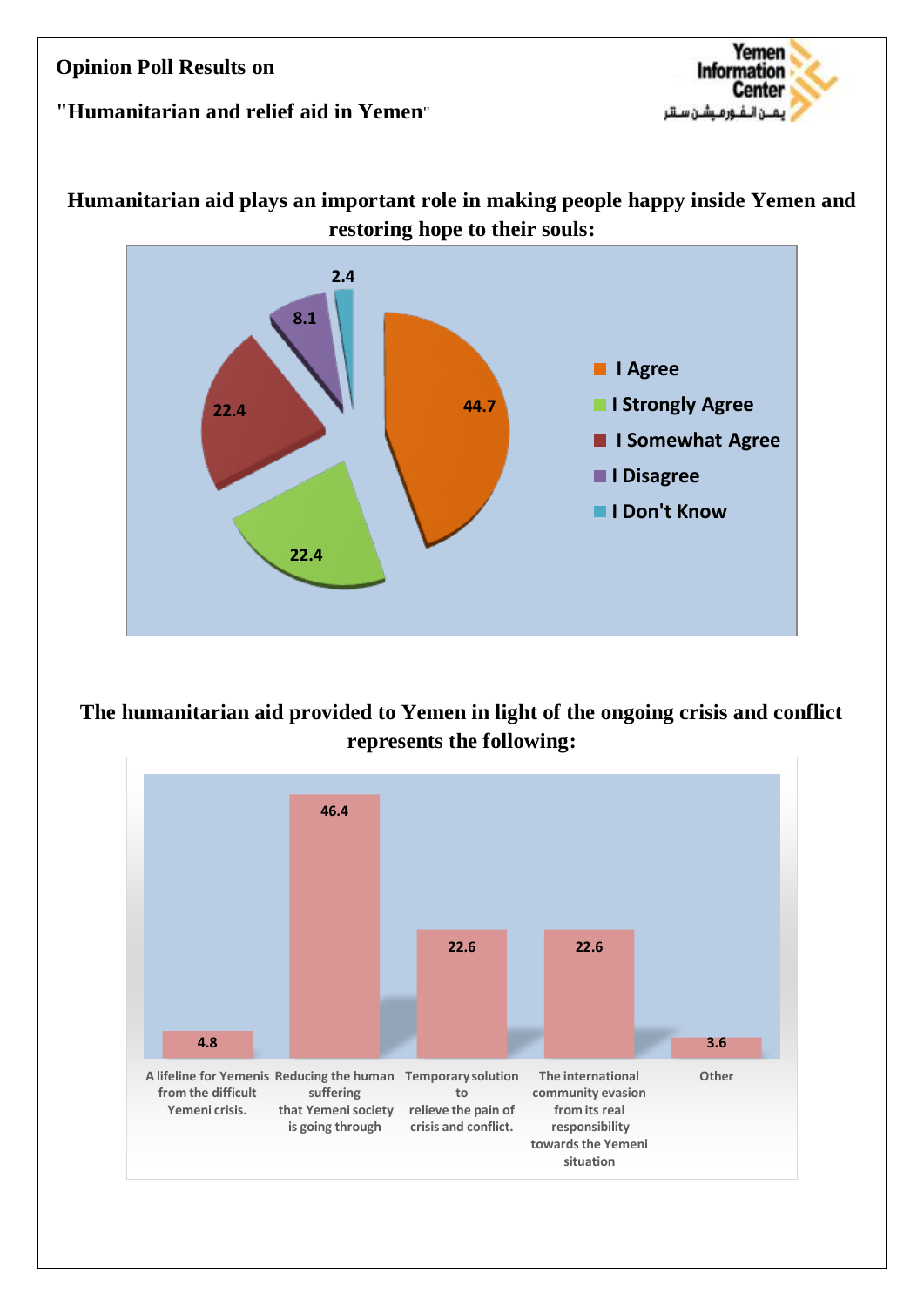**Opinion Poll Results on**

**"Humanitarian and relief aid in Yemen"**

## Humanitarian aid plays an important role in making people happy inside Yemen and restoring hope to their souls:

| Response | % |
|---|---|
| I Agree | 44.7 |
| I Strongly Agree | 22.4 |
| I Somewhat Agree | 22.4 |
| I Disagree | 8.1 |
| I Don't Know | 2.4 |

## The humanitarian aid provided to Yemen in light of the ongoing crisis and conflict represents the following:

| Response | % |
|---|---|
| A lifeline for Yemenis from the difficult Yemeni crisis. | 4.8 |
| Reducing the human suffering that Yemeni society is going through | 46.4 |
| Temporary solution to relieve the pain of crisis and conflict. | 22.6 |
| The international community evasion from its real responsibility towards the Yemeni situation | 22.6 |
| Other | 3.6 |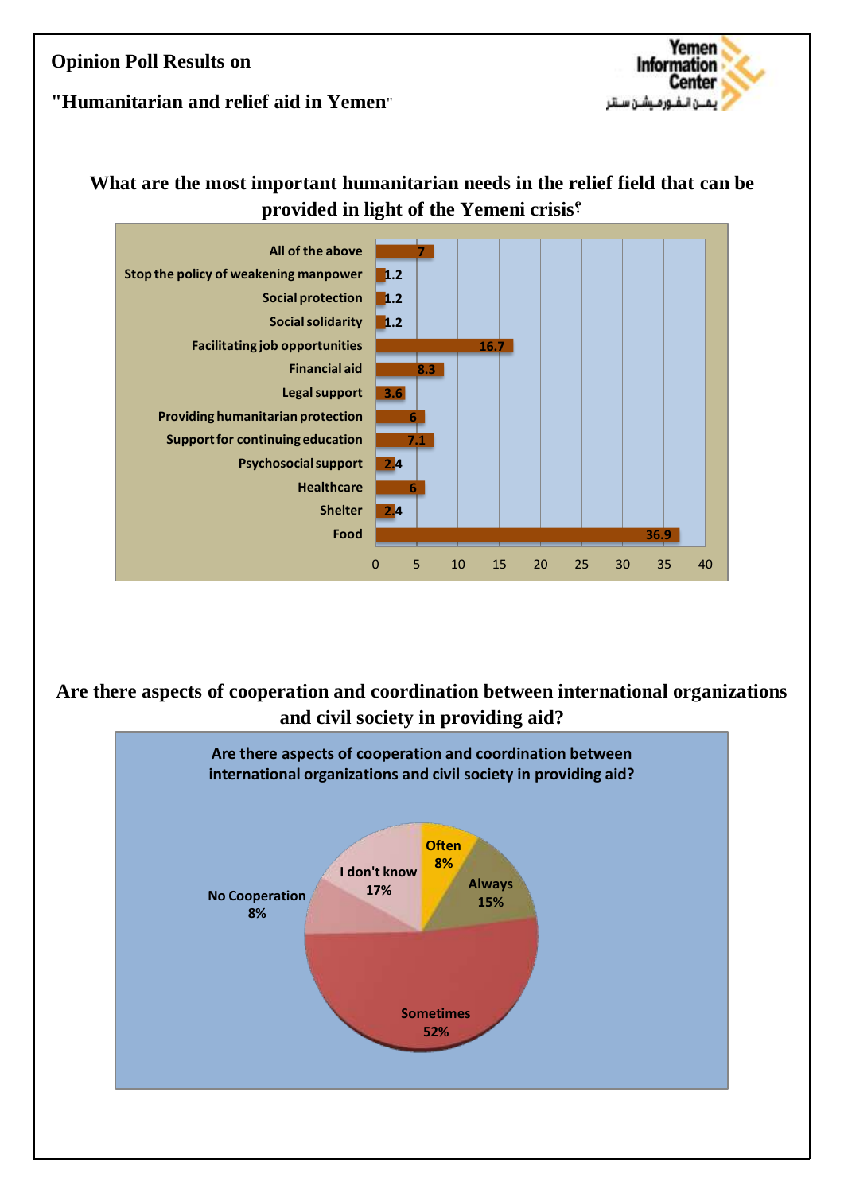**Opinion Poll Results on**

**"Humanitarian and relief aid in Yemen"**

### What are the most important humanitarian needs in the relief field that can be provided in light of the Yemeni crisis؟

| Need | % |
|---|---|
| All of the above | 7 |
| Stop the policy of weakening manpower | 1.2 |
| Social protection | 1.2 |
| Social solidarity | 1.2 |
| Facilitating job opportunities | 16.7 |
| Financial aid | 8.3 |
| Legal support | 3.6 |
| Providing humanitarian protection | 6 |
| Support for continuing education | 7.1 |
| Psychosocial support | 2.4 |
| Healthcare | 6 |
| Shelter | 2.4 |
| Food | 36.9 |

### Are there aspects of cooperation and coordination between international organizations and civil society in providing aid?

| Response | % |
|---|---|
| Often | 8% |
| Always | 15% |
| Sometimes | 52% |
| No Cooperation | 8% |
| I don't know | 17% |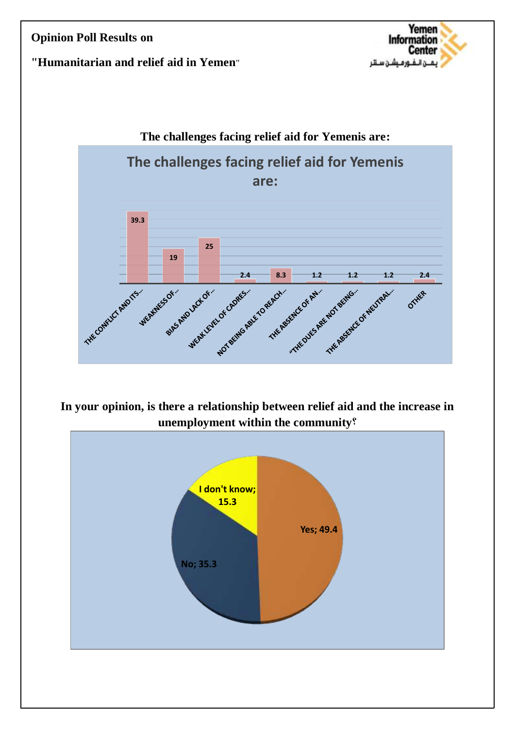**Opinion Poll Results on**

**"Humanitarian and relief aid in Yemen"**

**The challenges facing relief aid for Yemenis are:**

| Challenge | % |
|---|---|
| THE CONFLICT AND ITS... | 39.3 |
| WEAKNESS OF... | 19 |
| BIAS AND LACK OF... | 25 |
| WEAK LEVEL OF CADRES... | 2.4 |
| NOT BEING ABLE TO REACH... | 8.3 |
| THE ABSENCE OF AN... | 1.2 |
| "THE DUES ARE NOT BEING... | 1.2 |
| THE ABSENCE OF NEUTRAL... | 1.2 |
| OTHER | 2.4 |

**In your opinion, is there a relationship between relief aid and the increase in unemployment within the community؟**

| Answer | % |
|---|---|
| Yes | 49.4 |
| No | 35.3 |
| I don't know | 15.3 |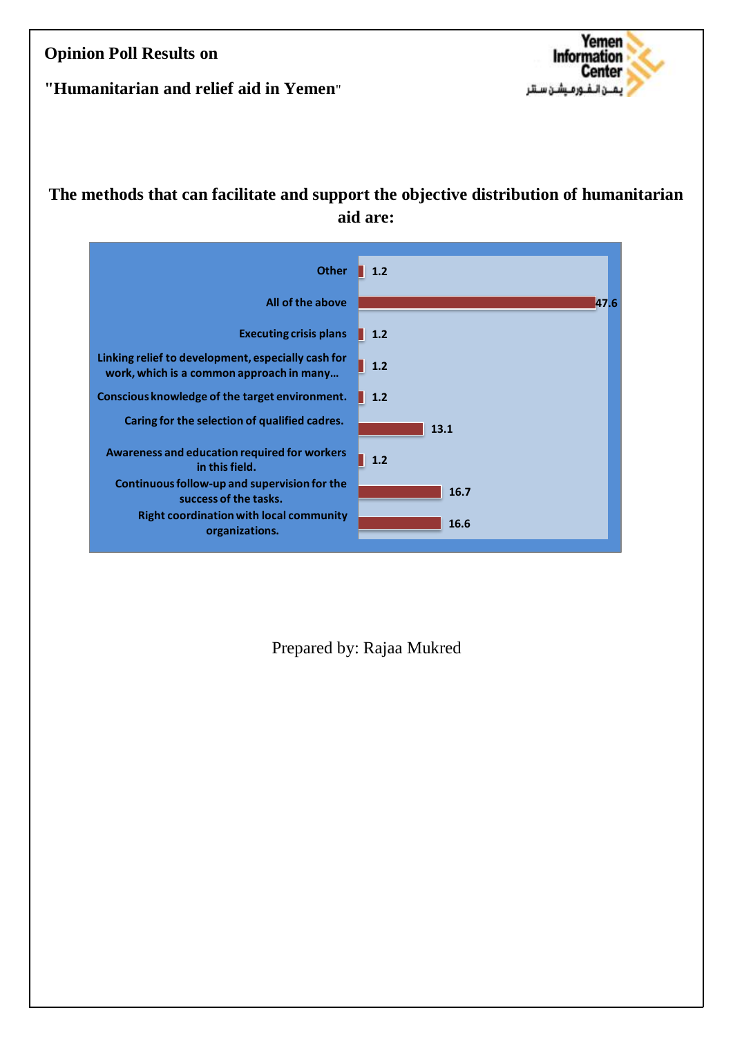**Opinion Poll Results on**

**"Humanitarian and relief aid in Yemen"**

## The methods that can facilitate and support the objective distribution of humanitarian aid are:

Other 1.2

All of the above 47.6

Executing crisis plans 1.2

Linking relief to development, especially cash for work, which is a common approach in many... 1.2

Conscious knowledge of the target environment. 1.2

Caring for the selection of qualified cadres. 13.1

Awareness and education required for workers in this field. 1.2

Continuous follow-up and supervision for the success of the tasks. 16.7

Right coordination with local community organizations. 16.6

Prepared by: Rajaa Mukred